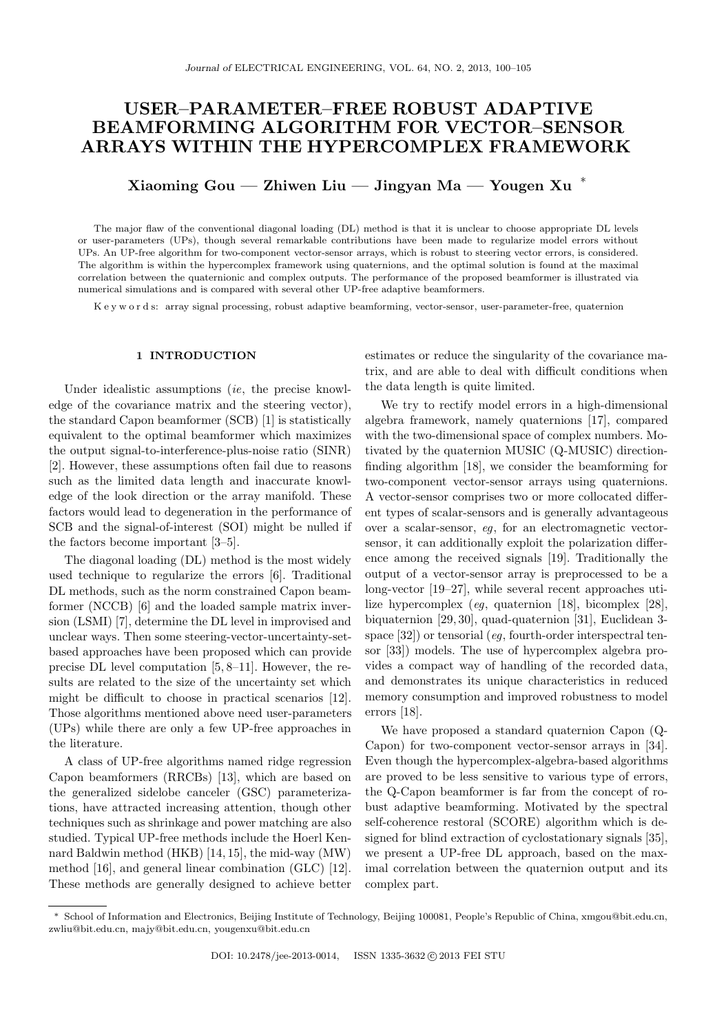# USER–PARAMETER–FREE ROBUST ADAPTIVE BEAMFORMING ALGORITHM FOR VECTOR–SENSOR ARRAYS WITHIN THE HYPERCOMPLEX FRAMEWORK

**Xiaoming Gou — Zhiwen Liu — Jingyan Ma — Yougen Xu** *

The major flaw of the conventional diagonal loading (DL) method is that it is unclear to choose appropriate DL levels or user-parameters (UPs), though several remarkable contributions have been made to regularize model errors without UPs. An UP-free algorithm for two-component vector-sensor arrays, which is robust to steering vector errors, is considered. The algorithm is within the hypercomplex framework using quaternions, and the optimal solution is found at the maximal correlation between the quaternionic and complex outputs. The performance of the proposed beamformer is illustrated via numerical simulations and is compared with several other UP-free adaptive beamformers.

K e y w o r d s: array signal processing, robust adaptive beamforming, vector-sensor, user-parameter-free, quaternion

## 1 INTRODUCTION

Under idealistic assumptions (*ie*, the precise knowledge of the covariance matrix and the steering vector), the standard Capon beamformer (SCB) [1] is statistically equivalent to the optimal beamformer which maximizes the output signal-to-interference-plus-noise ratio (SINR) [2]. However, these assumptions often fail due to reasons such as the limited data length and inaccurate knowledge of the look direction or the array manifold. These factors would lead to degeneration in the performance of SCB and the signal-of-interest (SOI) might be nulled if the factors become important [3–5].

The diagonal loading (DL) method is the most widely used technique to regularize the errors [6]. Traditional DL methods, such as the norm constrained Capon beamformer (NCCB) [6] and the loaded sample matrix inversion (LSMI) [7], determine the DL level in improvised and unclear ways. Then some steering-vector-uncertainty-set-based approaches have been proposed which can provide precise DL level computation [5, 8–11]. However, the results are related to the size of the uncertainty set which might be difficult to choose in practical scenarios [12]. Those algorithms mentioned above need user-parameters (UPs) while there are only a few UP-free approaches in the literature.

A class of UP-free algorithms named ridge regression Capon beamformers (RRCBs) [13], which are based on the generalized sidelobe canceler (GSC) parameterizations, have attracted increasing attention, though other techniques such as shrinkage and power matching are also studied. Typical UP-free methods include the Hoerl Kennard Baldwin method (HKB) [14, 15], the mid-way (MW) method [16], and general linear combination (GLC) [12]. These methods are generally designed to achieve better estimates or reduce the singularity of the covariance matrix, and are able to deal with difficult conditions when the data length is quite limited.

We try to rectify model errors in a high-dimensional algebra framework, namely quaternions [17], compared with the two-dimensional space of complex numbers. Motivated by the quaternion MUSIC (Q-MUSIC) direction-finding algorithm [18], we consider the beamforming for two-component vector-sensor arrays using quaternions. A vector-sensor comprises two or more collocated different types of scalar-sensors and is generally advantageous over a scalar-sensor, *eg*, for an electromagnetic vector-sensor, it can additionally exploit the polarization difference among the received signals [19]. Traditionally the output of a vector-sensor array is preprocessed to be a long-vector [19–27], while several recent approaches utilize hypercomplex (*eg*, quaternion [18], bicomplex [28], biquaternion [29, 30], quad-quaternion [31], Euclidean 3-space [32]) or tensorial (*eg*, fourth-order interspectral tensor [33]) models. The use of hypercomplex algebra provides a compact way of handling of the recorded data, and demonstrates its unique characteristics in reduced memory consumption and improved robustness to model errors [18].

We have proposed a standard quaternion Capon (Q-Capon) for two-component vector-sensor arrays in [34]. Even though the hypercomplex-algebra-based algorithms are proved to be less sensitive to various type of errors, the Q-Capon beamformer is far from the concept of robust adaptive beamforming. Motivated by the spectral self-coherence restoral (SCORE) algorithm which is designed for blind extraction of cyclostationary signals [35], we present a UP-free DL approach, based on the maximal correlation between the quaternion output and its complex part.

---

* School of Information and Electronics, Beijing Institute of Technology, Beijing 100081, People's Republic of China, xmgou@bit.edu.cn, zwliu@bit.edu.cn, majy@bit.edu.cn, yougenxu@bit.edu.cn

DOI: 10.2478/jee-2013-0014, ISSN 1335-3632 © 2013 FEI STU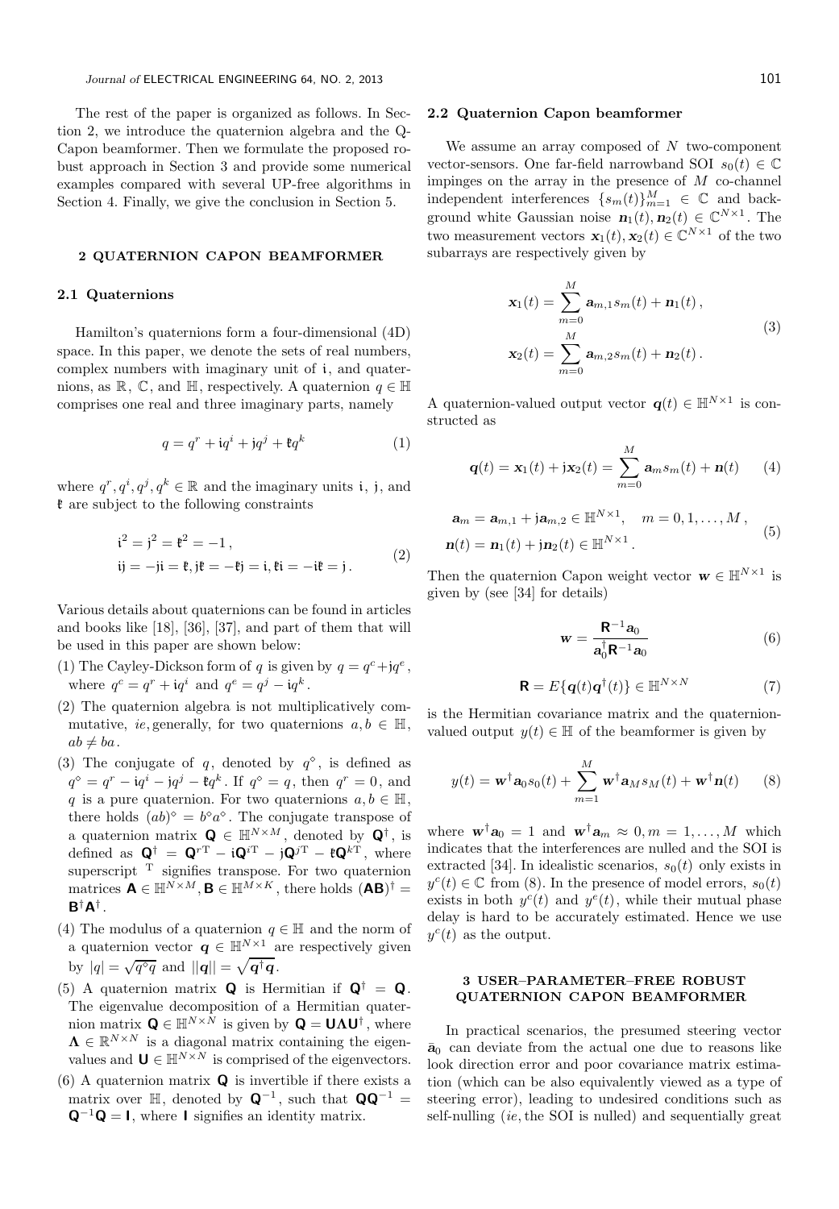The rest of the paper is organized as follows. In Section 2, we introduce the quaternion algebra and the Q-Capon beamformer. Then we formulate the proposed robust approach in Section 3 and provide some numerical examples compared with several UP-free algorithms in Section 4. Finally, we give the conclusion in Section 5.

## 2 QUATERNION CAPON BEAMFORMER

### 2.1 Quaternions

Hamilton's quaternions form a four-dimensional (4D) space. In this paper, we denote the sets of real numbers, complex numbers with imaginary unit of $\mathfrak{i}$, and quaternions, as $\mathbb{R}$, $\mathbb{C}$, and $\mathbb{H}$, respectively. A quaternion $q \in \mathbb{H}$ comprises one real and three imaginary parts, namely

$$q = q^r + \mathfrak{i}q^i + \mathfrak{j}q^j + \mathfrak{k}q^k \tag{1}$$

where $q^r, q^i, q^j, q^k \in \mathbb{R}$ and the imaginary units $\mathfrak{i}$, $\mathfrak{j}$, and $\mathfrak{k}$ are subject to the following constraints

$$\begin{aligned} &\mathfrak{i}^2 = \mathfrak{j}^2 = \mathfrak{k}^2 = -1\,, \\ &\mathfrak{i}\mathfrak{j} = -\mathfrak{j}\mathfrak{i} = \mathfrak{k}, \mathfrak{j}\mathfrak{k} = -\mathfrak{k}\mathfrak{j} = \mathfrak{i}, \mathfrak{k}\mathfrak{i} = -\mathfrak{i}\mathfrak{k} = \mathfrak{j}\,. \end{aligned} \tag{2}$$

Various details about quaternions can be found in articles and books like [18], [36], [37], and part of them that will be used in this paper are shown below:

(1) The Cayley-Dickson form of $q$ is given by $q = q^c + \mathfrak{j}q^e$, where $q^c = q^r + \mathfrak{i}q^i$ and $q^e = q^j - \mathfrak{i}q^k$.

(2) The quaternion algebra is not multiplicatively commutative, *ie*, generally, for two quaternions $a, b \in \mathbb{H}$, $ab \neq ba$.

(3) The conjugate of $q$, denoted by $q^\diamond$, is defined as $q^\diamond = q^r - \mathfrak{i}q^i - \mathfrak{j}q^j - \mathfrak{k}q^k$. If $q^\diamond = q$, then $q^r = 0$, and $q$ is a pure quaternion. For two quaternions $a, b \in \mathbb{H}$, there holds $(ab)^\diamond = b^\diamond a^\diamond$. The conjugate transpose of a quaternion matrix $\mathbf{Q} \in \mathbb{H}^{N\times M}$, denoted by $\mathbf{Q}^\dagger$, is defined as $\mathbf{Q}^\dagger = \mathbf{Q}^{r\mathrm{T}} - \mathfrak{i}\mathbf{Q}^{i\mathrm{T}} - \mathfrak{j}\mathbf{Q}^{j\mathrm{T}} - \mathfrak{k}\mathbf{Q}^{k\mathrm{T}}$, where superscript $^{\mathrm{T}}$ signifies transpose. For two quaternion matrices $\mathbf{A} \in \mathbb{H}^{N\times M}, \mathbf{B} \in \mathbb{H}^{M\times K}$, there holds $(\mathbf{AB})^\dagger = \mathbf{B}^\dagger\mathbf{A}^\dagger$.

(4) The modulus of a quaternion $q \in \mathbb{H}$ and the norm of a quaternion vector $\boldsymbol{q} \in \mathbb{H}^{N\times 1}$ are respectively given by $|q| = \sqrt{q^\diamond q}$ and $||\boldsymbol{q}|| = \sqrt{\boldsymbol{q}^\dagger \boldsymbol{q}}$.

(5) A quaternion matrix $\mathbf{Q}$ is Hermitian if $\mathbf{Q}^\dagger = \mathbf{Q}$. The eigenvalue decomposition of a Hermitian quaternion matrix $\mathbf{Q} \in \mathbb{H}^{N\times N}$ is given by $\mathbf{Q} = \mathbf{U}\boldsymbol{\Lambda}\mathbf{U}^\dagger$, where $\boldsymbol{\Lambda} \in \mathbb{R}^{N\times N}$ is a diagonal matrix containing the eigenvalues and $\mathbf{U} \in \mathbb{H}^{N\times N}$ is comprised of the eigenvectors.

(6) A quaternion matrix $\mathbf{Q}$ is invertible if there exists a matrix over $\mathbb{H}$, denoted by $\mathbf{Q}^{-1}$, such that $\mathbf{Q}\mathbf{Q}^{-1} = \mathbf{Q}^{-1}\mathbf{Q} = \mathbf{I}$, where $\mathbf{I}$ signifies an identity matrix.

### 2.2 Quaternion Capon beamformer

We assume an array composed of $N$ two-component vector-sensors. One far-field narrowband SOI $s_0(t) \in \mathbb{C}$ impinges on the array in the presence of $M$ co-channel independent interferences $\{s_m(t)\}_{m=1}^{M} \in \mathbb{C}$ and background white Gaussian noise $\boldsymbol{n}_1(t), \boldsymbol{n}_2(t) \in \mathbb{C}^{N\times 1}$. The two measurement vectors $\mathbf{x}_1(t), \mathbf{x}_2(t) \in \mathbb{C}^{N\times 1}$ of the two subarrays are respectively given by

$$\begin{aligned} \boldsymbol{x}_1(t) &= \sum_{m=0}^{M} \boldsymbol{a}_{m,1} s_m(t) + \boldsymbol{n}_1(t)\,, \\ \boldsymbol{x}_2(t) &= \sum_{m=0}^{M} \boldsymbol{a}_{m,2} s_m(t) + \boldsymbol{n}_2(t)\,. \end{aligned} \tag{3}$$

A quaternion-valued output vector $\boldsymbol{q}(t) \in \mathbb{H}^{N\times 1}$ is constructed as

$$\boldsymbol{q}(t) = \mathbf{x}_1(t) + \mathfrak{j}\mathbf{x}_2(t) = \sum_{m=0}^{M} \boldsymbol{a}_m s_m(t) + \boldsymbol{n}(t) \tag{4}$$

$$\begin{aligned} &\boldsymbol{a}_m = \boldsymbol{a}_{m,1} + \mathfrak{j}\boldsymbol{a}_{m,2} \in \mathbb{H}^{N\times 1}, \quad m = 0, 1, \ldots, M\,, \\ &\boldsymbol{n}(t) = \boldsymbol{n}_1(t) + \mathfrak{j}\boldsymbol{n}_2(t) \in \mathbb{H}^{N\times 1}\,. \end{aligned} \tag{5}$$

Then the quaternion Capon weight vector $\boldsymbol{w} \in \mathbb{H}^{N\times 1}$ is given by (see [34] for details)

$$\boldsymbol{w} = \frac{\mathbf{R}^{-1}\boldsymbol{a}_0}{\boldsymbol{a}_0^\dagger \mathbf{R}^{-1}\boldsymbol{a}_0} \tag{6}$$

$$\mathbf{R} = E\{\boldsymbol{q}(t)\boldsymbol{q}^\dagger(t)\} \in \mathbb{H}^{N\times N} \tag{7}$$

is the Hermitian covariance matrix and the quaternion-valued output $y(t) \in \mathbb{H}$ of the beamformer is given by

$$y(t) = \boldsymbol{w}^\dagger \boldsymbol{a}_0 s_0(t) + \sum_{m=1}^{M} \boldsymbol{w}^\dagger \boldsymbol{a}_M s_M(t) + \boldsymbol{w}^\dagger \boldsymbol{n}(t) \tag{8}$$

where $\boldsymbol{w}^\dagger \boldsymbol{a}_0 = 1$ and $\boldsymbol{w}^\dagger \boldsymbol{a}_m \approx 0, m = 1, \ldots, M$ which indicates that the interferences are nulled and the SOI is extracted [34]. In idealistic scenarios, $s_0(t)$ only exists in $y^c(t) \in \mathbb{C}$ from (8). In the presence of model errors, $s_0(t)$ exists in both $y^c(t)$ and $y^e(t)$, while their mutual phase delay is hard to be accurately estimated. Hence we use $y^c(t)$ as the output.

## 3 USER–PARAMETER–FREE ROBUST QUATERNION CAPON BEAMFORMER

In practical scenarios, the presumed steering vector $\bar{\boldsymbol{a}}_0$ can deviate from the actual one due to reasons like look direction error and poor covariance matrix estimation (which can be also equivalently viewed as a type of steering error), leading to undesired conditions such as self-nulling (*ie*, the SOI is nulled) and sequentially great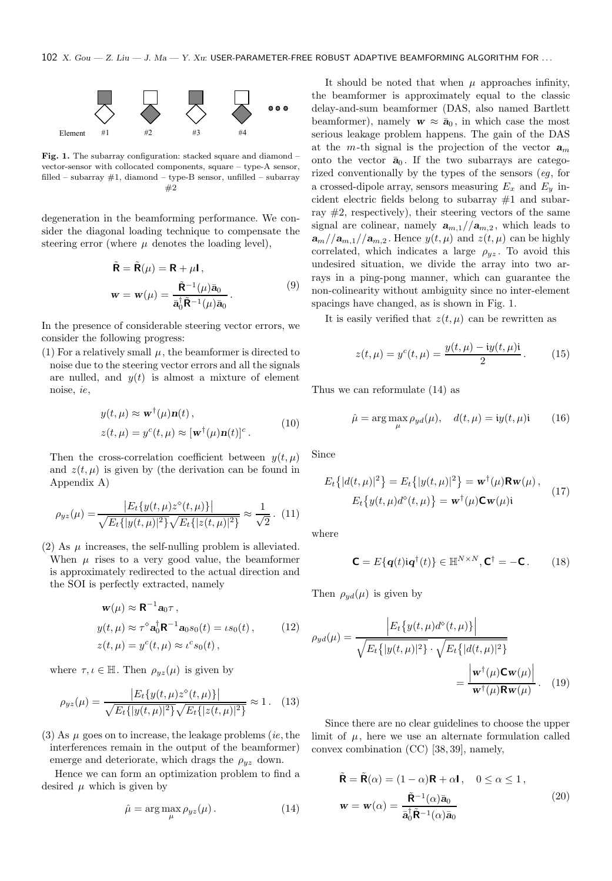Element #1 #2 #3 #4

**Fig. 1.** The subarray configuration: stacked square and diamond – vector-sensor with collocated components, square – type-A sensor, filled – subarray #1, diamond – type-B sensor, unfilled – subarray #2

degeneration in the beamforming performance. We consider the diagonal loading technique to compensate the steering error (where $\mu$ denotes the loading level),

$$
\begin{aligned}
\tilde{\mathbf{R}} &= \tilde{\mathbf{R}}(\mu) = \mathbf{R} + \mu\mathbf{I}\,, \\
\boldsymbol{w} &= \boldsymbol{w}(\mu) = \frac{\tilde{\mathbf{R}}^{-1}(\mu)\bar{\mathbf{a}}_0}{\bar{\mathbf{a}}_0^{\dagger}\tilde{\mathbf{R}}^{-1}(\mu)\bar{\mathbf{a}}_0}\,.
\end{aligned}
\tag{9}
$$

In the presence of considerable steering vector errors, we consider the following progress:

(1) For a relatively small $\mu$, the beamformer is directed to noise due to the steering vector errors and all the signals are nulled, and $y(t)$ is almost a mixture of element noise, *ie*,

$$
\begin{aligned}
y(t,\mu) &\approx \boldsymbol{w}^{\dagger}(\mu)\boldsymbol{n}(t)\,, \\
z(t,\mu) &= y^{c}(t,\mu) \approx [\boldsymbol{w}^{\dagger}(\mu)\boldsymbol{n}(t)]^{c}\,.
\end{aligned}
\tag{10}
$$

Then the cross-correlation coefficient between $y(t,\mu)$ and $z(t,\mu)$ is given by (the derivation can be found in Appendix A)

$$
\rho_{yz}(\mu) = \frac{\left|E_t\{y(t,\mu)z^{\diamond}(t,\mu)\}\right|}{\sqrt{E_t\{|y(t,\mu)|^2\}}\sqrt{E_t\{|z(t,\mu)|^2\}}} \approx \frac{1}{\sqrt{2}}\,. \tag{11}
$$

(2) As $\mu$ increases, the self-nulling problem is alleviated. When $\mu$ rises to a very good value, the beamformer is approximately redirected to the actual direction and the SOI is perfectly extracted, namely

$$
\begin{aligned}
\boldsymbol{w}(\mu) &\approx \mathbf{R}^{-1}\boldsymbol{a}_0\tau\,, \\
y(t,\mu) &\approx \tau^{\diamond}\boldsymbol{a}_0^{\dagger}\mathbf{R}^{-1}\boldsymbol{a}_0 s_0(t) = \iota s_0(t)\,, \\
z(t,\mu) &= y^{c}(t,\mu) \approx \iota^{c} s_0(t)\,,
\end{aligned}
\tag{12}
$$

where $\tau,\iota \in \mathbb{H}$. Then $\rho_{yz}(\mu)$ is given by

$$
\rho_{yz}(\mu) = \frac{\left|E_t\{y(t,\mu)z^{\diamond}(t,\mu)\}\right|}{\sqrt{E_t\{|y(t,\mu)|^2\}}\sqrt{E_t\{|z(t,\mu)|^2\}}} \approx 1\,. \tag{13}
$$

(3) As $\mu$ goes on to increase, the leakage problems (*ie*, the interferences remain in the output of the beamformer) emerge and deteriorate, which drags the $\rho_{yz}$ down.

Hence we can form an optimization problem to find a desired $\mu$ which is given by

$$
\hat{\mu} = \arg\max_{\mu} \rho_{yz}(\mu)\,. \tag{14}
$$

It should be noted that when $\mu$ approaches infinity, the beamformer is approximately equal to the classic delay-and-sum beamformer (DAS, also named Bartlett beamformer), namely $\boldsymbol{w} \approx \bar{\mathbf{a}}_0$, in which case the most serious leakage problem happens. The gain of the DAS at the $m$-th signal is the projection of the vector $\mathbf{a}_m$ onto the vector $\bar{\mathbf{a}}_0$. If the two subarrays are categorized conventionally by the types of the sensors (*eg*, for a crossed-dipole array, sensors measuring $E_x$ and $E_y$ incident electric fields belong to subarray #1 and subarray #2, respectively), their steering vectors of the same signal are colinear, namely $\mathbf{a}_{m,1} // \mathbf{a}_{m,2}$, which leads to $\mathbf{a}_m // \mathbf{a}_{m,1} // \mathbf{a}_{m,2}$. Hence $y(t,\mu)$ and $z(t,\mu)$ can be highly correlated, which indicates a large $\rho_{yz}$. To avoid this undesired situation, we divide the array into two arrays in a ping-pong manner, which can guarantee the non-colinearity without ambiguity since no inter-element spacings have changed, as is shown in Fig. 1.

It is easily verified that $z(t,\mu)$ can be rewritten as

$$
z(t,\mu) = y^{c}(t,\mu) = \frac{y(t,\mu) - \mathfrak{i}y(t,\mu)\mathfrak{i}}{2}\,. \tag{15}
$$

Thus we can reformulate (14) as

$$
\hat{\mu} = \arg\max_{\mu} \rho_{yd}(\mu), \quad d(t,\mu) = \mathfrak{i}y(t,\mu)\mathfrak{i} \tag{16}
$$

Since

$$
\begin{aligned}
E_t\{|d(t,\mu)|^2\} &= E_t\{|y(t,\mu)|^2\} = \boldsymbol{w}^{\dagger}(\mu)\mathbf{R}\boldsymbol{w}(\mu)\,, \\
E_t\{y(t,\mu)d^{\diamond}(t,\mu)\} &= \boldsymbol{w}^{\dagger}(\mu)\mathbf{C}\boldsymbol{w}(\mu)\mathfrak{i}
\end{aligned}
\tag{17}
$$

where

$$
\mathbf{C} = E\{\boldsymbol{q}(t)\mathfrak{i}\boldsymbol{q}^{\dagger}(t)\} \in \mathbb{H}^{N\times N}, \mathbf{C}^{\dagger} = -\mathbf{C}\,. \tag{18}
$$

Then $\rho_{yd}(\mu)$ is given by

$$
\begin{aligned}
\rho_{yd}(\mu) &= \frac{\left|E_t\{y(t,\mu)d^{\diamond}(t,\mu)\}\right|}{\sqrt{E_t\{|y(t,\mu)|^2\}}\cdot\sqrt{E_t\{|d(t,\mu)|^2\}}} \\
&= \frac{\left|\boldsymbol{w}^{\dagger}(\mu)\mathbf{C}\boldsymbol{w}(\mu)\right|}{\boldsymbol{w}^{\dagger}(\mu)\mathbf{R}\boldsymbol{w}(\mu)}\,.
\end{aligned}
\tag{19}
$$

Since there are no clear guidelines to choose the upper limit of $\mu$, here we use an alternate formulation called convex combination (CC) [38, 39], namely,

$$
\begin{aligned}
\tilde{\mathbf{R}} &= \tilde{\mathbf{R}}(\alpha) = (1-\alpha)\mathbf{R} + \alpha\mathbf{I}\,, \quad 0 \le \alpha \le 1\,, \\
\boldsymbol{w} &= \boldsymbol{w}(\alpha) = \frac{\tilde{\mathbf{R}}^{-1}(\alpha)\bar{\mathbf{a}}_0}{\bar{\mathbf{a}}_0^{\dagger}\tilde{\mathbf{R}}^{-1}(\alpha)\bar{\mathbf{a}}_0}
\end{aligned}
\tag{20}
$$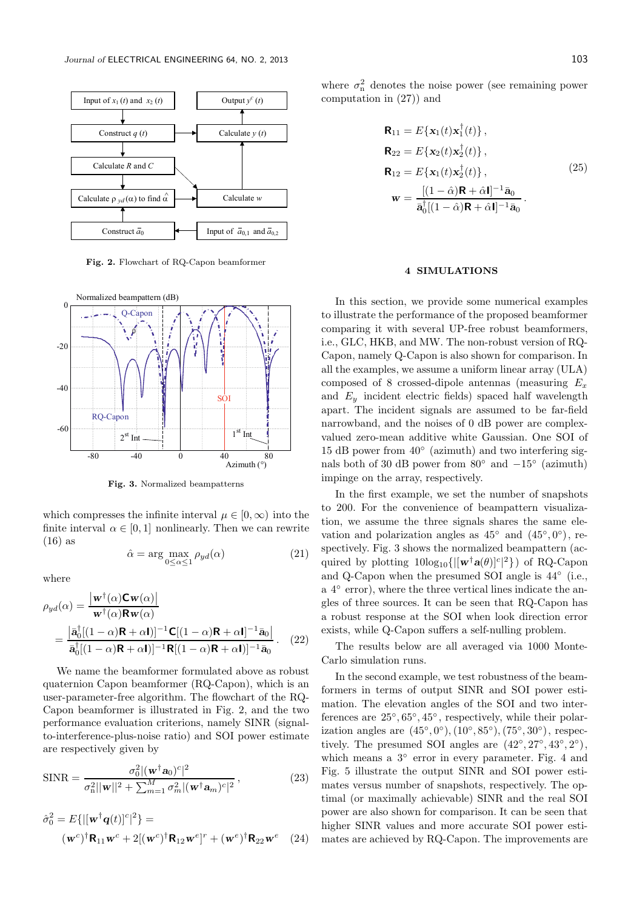Fig. 2. Flowchart of RQ-Capon beamformer

Fig. 3. Normalized beampatterns

which compresses the infinite interval $\mu \in [0, \infty)$ into the finite interval $\alpha \in [0, 1]$ nonlinearly. Then we can rewrite (16) as

$$\hat{\alpha} = \arg \max_{0 \le \alpha \le 1} \rho_{yd}(\alpha) \tag{21}$$

where

$$\rho_{yd}(\alpha) = \frac{\left|\boldsymbol{w}^\dagger(\alpha)\mathbf{C}\boldsymbol{w}(\alpha)\right|}{\boldsymbol{w}^\dagger(\alpha)\mathbf{R}\boldsymbol{w}(\alpha)} = \frac{\left|\bar{\mathbf{a}}_0^\dagger[(1-\alpha)\mathbf{R}+\alpha\mathbf{I})]^{-1}\mathbf{C}[(1-\alpha)\mathbf{R}+\alpha\mathbf{I}]^{-1}\bar{\mathbf{a}}_0\right|}{\bar{\mathbf{a}}_0^\dagger[(1-\alpha)\mathbf{R}+\alpha\mathbf{I})]^{-1}\mathbf{R}[(1-\alpha)\mathbf{R}+\alpha\mathbf{I})]^{-1}\bar{\mathbf{a}}_0}. \tag{22}$$

We name the beamformer formulated above as robust quaternion Capon beamformer (RQ-Capon), which is an user-parameter-free algorithm. The flowchart of the RQ-Capon beamformer is illustrated in Fig. 2, and the two performance evaluation criterions, namely SINR (signal-to-interference-plus-noise ratio) and SOI power estimate are respectively given by

$$\text{SINR} = \frac{\sigma_0^2|(\boldsymbol{w}^\dagger\boldsymbol{a}_0)^c|^2}{\sigma_\text{n}^2||\boldsymbol{w}||^2 + \sum_{m=1}^{M}\sigma_m^2|(\boldsymbol{w}^\dagger\boldsymbol{a}_m)^c|^2}, \tag{23}$$

$$\hat{\sigma}_0^2 = E\{|[\boldsymbol{w}^\dagger\boldsymbol{q}(t)]^c|^2\} = (\boldsymbol{w}^c)^\dagger\mathbf{R}_{11}\boldsymbol{w}^c + 2[(\boldsymbol{w}^c)^\dagger\mathbf{R}_{12}\boldsymbol{w}^e]^r + (\boldsymbol{w}^e)^\dagger\mathbf{R}_{22}\boldsymbol{w}^e \tag{24}$$

where $\sigma_\text{n}^2$ denotes the noise power (see remaining power computation in (27)) and

$$\begin{aligned}
\mathbf{R}_{11} &= E\{\mathbf{x}_1(t)\mathbf{x}_1^\dagger(t)\}, \\
\mathbf{R}_{22} &= E\{\mathbf{x}_2(t)\mathbf{x}_2^\dagger(t)\}, \\
\mathbf{R}_{12} &= E\{\mathbf{x}_1(t)\mathbf{x}_2^\dagger(t)\}, \\
\boldsymbol{w} &= \frac{[(1-\hat{\alpha})\mathbf{R}+\hat{\alpha}\mathbf{I}]^{-1}\bar{\mathbf{a}}_0}{\bar{\mathbf{a}}_0^\dagger[(1-\hat{\alpha})\mathbf{R}+\hat{\alpha}\mathbf{I}]^{-1}\bar{\mathbf{a}}_0}.
\end{aligned} \tag{25}$$

## 4 SIMULATIONS

In this section, we provide some numerical examples to illustrate the performance of the proposed beamformer comparing it with several UP-free robust beamformers, i.e., GLC, HKB, and MW. The non-robust version of RQ-Capon, namely Q-Capon is also shown for comparison. In all the examples, we assume a uniform linear array (ULA) composed of 8 crossed-dipole antennas (measuring $E_x$ and $E_y$ incident electric fields) spaced half wavelength apart. The incident signals are assumed to be far-field narrowband, and the noises of 0 dB power are complex-valued zero-mean additive white Gaussian. One SOI of 15 dB power from 40° (azimuth) and two interfering signals both of 30 dB power from 80° and −15° (azimuth) impinge on the array, respectively.

In the first example, we set the number of snapshots to 200. For the convenience of beampattern visualization, we assume the three signals shares the same elevation and polarization angles as 45° and (45°, 0°), respectively. Fig. 3 shows the normalized beampattern (acquired by plotting $10\log_{10}\{|[\boldsymbol{w}^\dagger\boldsymbol{a}(\theta)]^c|^2\}$) of RQ-Capon and Q-Capon when the presumed SOI angle is 44° (i.e., a 4° error), where the three vertical lines indicate the angles of three sources. It can be seen that RQ-Capon has a robust response at the SOI when look direction error exists, while Q-Capon suffers a self-nulling problem.

The results below are all averaged via 1000 Monte-Carlo simulation runs.

In the second example, we test robustness of the beamformers in terms of output SINR and SOI power estimation. The elevation angles of the SOI and two interferences are 25°, 65°, 45°, respectively, while their polarization angles are (45°, 0°), (10°, 85°), (75°, 30°), respectively. The presumed SOI angles are (42°, 27°, 43°, 2°), which means a 3° error in every parameter. Fig. 4 and Fig. 5 illustrate the output SINR and SOI power estimates versus number of snapshots, respectively. The optimal (or maximally achievable) SINR and the real SOI power are also shown for comparison. It can be seen that higher SINR values and more accurate SOI power estimates are achieved by RQ-Capon. The improvements are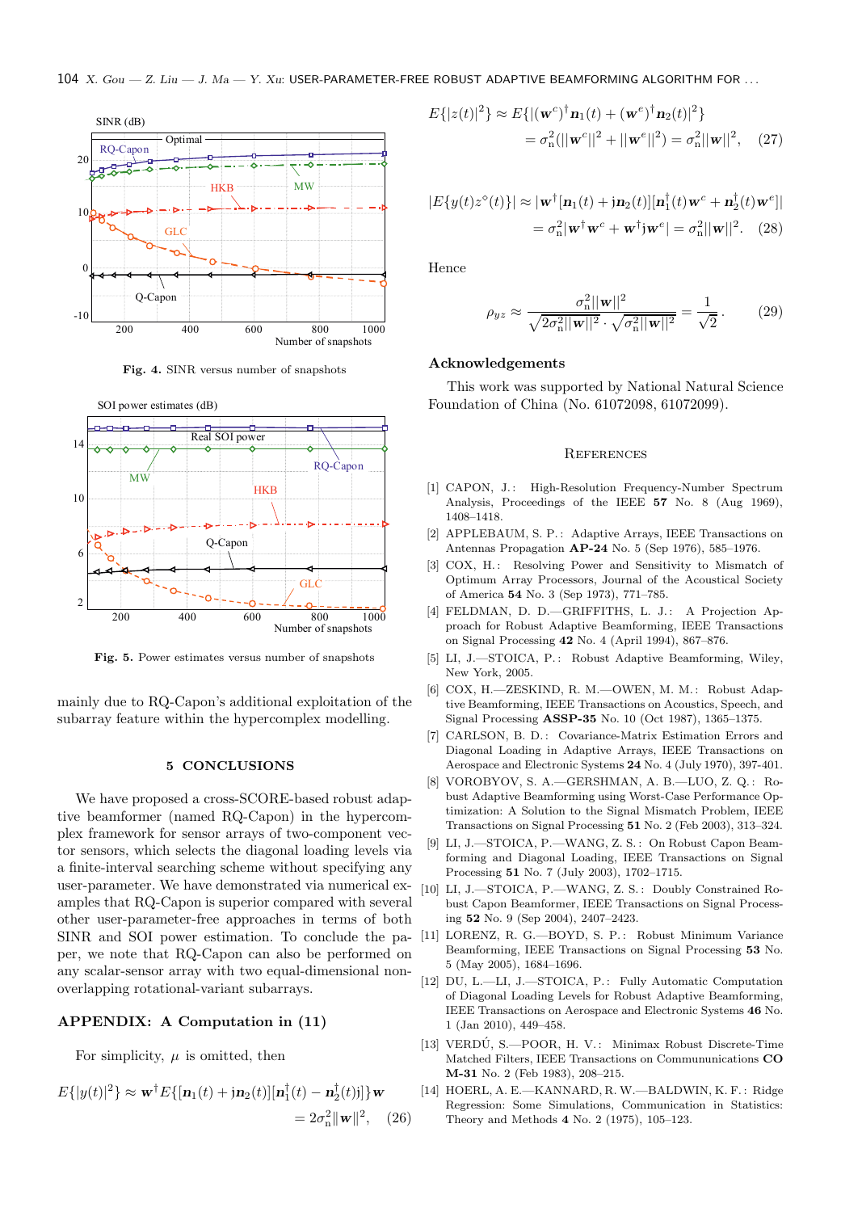Fig. 4. SINR versus number of snapshots

Fig. 5. Power estimates versus number of snapshots

mainly due to RQ-Capon's additional exploitation of the subarray feature within the hypercomplex modelling.

## 5 CONCLUSIONS

We have proposed a cross-SCORE-based robust adaptive beamformer (named RQ-Capon) in the hypercomplex framework for sensor arrays of two-component vector sensors, which selects the diagonal loading levels via a finite-interval searching scheme without specifying any user-parameter. We have demonstrated via numerical examples that RQ-Capon is superior compared with several other user-parameter-free approaches in terms of both SINR and SOI power estimation. To conclude the paper, we note that RQ-Capon can also be performed on any scalar-sensor array with two equal-dimensional non-overlapping rotational-variant subarrays.

## APPENDIX: A Computation in (11)

For simplicity, $\mu$ is omitted, then

$$E\{|y(t)|^2\} \approx \mathbf{w}^\dagger E\{[\boldsymbol{n}_1(t) + \mathrm{j}\boldsymbol{n}_2(t)][\boldsymbol{n}_1^\dagger(t) - \boldsymbol{n}_2^\dagger(t)\mathrm{j}]\}\mathbf{w} = 2\sigma_\mathrm{n}^2\|\mathbf{w}\|^2, \quad (26)$$

$$E\{|z(t)|^2\} \approx E\{|(\mathbf{w}^c)^\dagger \boldsymbol{n}_1(t) + (\mathbf{w}^e)^\dagger \boldsymbol{n}_2(t)|^2\} = \sigma_\mathrm{n}^2(\|\mathbf{w}^c\|^2 + \|\mathbf{w}^e\|^2) = \sigma_\mathrm{n}^2\|\mathbf{w}\|^2, \quad (27)$$

$$|E\{y(t)z^\circ(t)\}| \approx |\mathbf{w}^\dagger[\boldsymbol{n}_1(t) + \mathrm{j}\boldsymbol{n}_2(t)][\boldsymbol{n}_1^\dagger(t)\mathbf{w}^c + \boldsymbol{n}_2^\dagger(t)\mathbf{w}^e]| = \sigma_\mathrm{n}^2|\mathbf{w}^\dagger\mathbf{w}^c + \mathbf{w}^\dagger\mathrm{j}\mathbf{w}^e| = \sigma_\mathrm{n}^2\|\mathbf{w}\|^2. \quad (28)$$

Hence

$$\rho_{yz} \approx \frac{\sigma_\mathrm{n}^2\|\mathbf{w}\|^2}{\sqrt{2\sigma_\mathrm{n}^2\|\mathbf{w}\|^2}\cdot\sqrt{\sigma_\mathrm{n}^2\|\mathbf{w}\|^2}} = \frac{1}{\sqrt{2}}. \quad (29)$$

## Acknowledgements

This work was supported by National Natural Science Foundation of China (No. 61072098, 61072099).

## References

[1] CAPON, J.: High-Resolution Frequency-Number Spectrum Analysis, Proceedings of the IEEE **57** No. 8 (Aug 1969), 1408–1418.

[2] APPLEBAUM, S. P.: Adaptive Arrays, IEEE Transactions on Antennas Propagation **AP-24** No. 5 (Sep 1976), 585–576.

[3] COX, H.: Resolving Power and Sensitivity to Mismatch of Optimum Array Processors, Journal of the Acoustical Society of America **54** No. 3 (Sep 1973), 771–785.

[4] FELDMAN, D. D.—GRIFFITHS, L. J.: A Projection Approach for Robust Adaptive Beamforming, IEEE Transactions on Signal Processing **42** No. 4 (April 1994), 867–876.

[5] LI, J.—STOICA, P.: Robust Adaptive Beamforming, Wiley, New York, 2005.

[6] COX, H.—ZESKIND, R. M.—OWEN, M. M.: Robust Adaptive Beamforming, IEEE Transactions on Acoustics, Speech, and Signal Processing **ASSP-35** No. 10 (Oct 1987), 1365–1375.

[7] CARLSON, B. D.: Covariance-Matrix Estimation Errors and Diagonal Loading in Adaptive Arrays, IEEE Transactions on Aerospace and Electronic Systems **24** No. 4 (July 1970), 397-401.

[8] VOROBYOV, S. A.—GERSHMAN, A. B.—LUO, Z. Q.: Robust Adaptive Beamforming using Worst-Case Performance Optimization: A Solution to the Signal Mismatch Problem, IEEE Transactions on Signal Processing **51** No. 2 (Feb 2003), 313–324.

[9] LI, J.—STOICA, P.—WANG, Z. S.: On Robust Capon Beamforming and Diagonal Loading, IEEE Transactions on Signal Processing **51** No. 7 (July 2003), 1702–1715.

[10] LI, J.—STOICA, P.—WANG, Z. S.: Doubly Constrained Robust Capon Beamformer, IEEE Transactions on Signal Processing **52** No. 9 (Sep 2004), 2407–2423.

[11] LORENZ, R. G.—BOYD, S. P.: Robust Minimum Variance Beamforming, IEEE Transactions on Signal Processing **53** No. 5 (May 2005), 1684–1696.

[12] DU, L.—LI, J.—STOICA, P.: Fully Automatic Computation of Diagonal Loading Levels for Robust Adaptive Beamforming, IEEE Transactions on Aerospace and Electronic Systems **46** No. 1 (Jan 2010), 449–458.

[13] VERDÚ, S.—POOR, H. V.: Minimax Robust Discrete-Time Matched Filters, IEEE Transactions on Commununications **CO M-31** No. 2 (Feb 1983), 208–215.

[14] HOERL, A. E.—KANNARD, R. W.—BALDWIN, K. F.: Ridge Regression: Some Simulations, Communication in Statistics: Theory and Methods **4** No. 2 (1975), 105–123.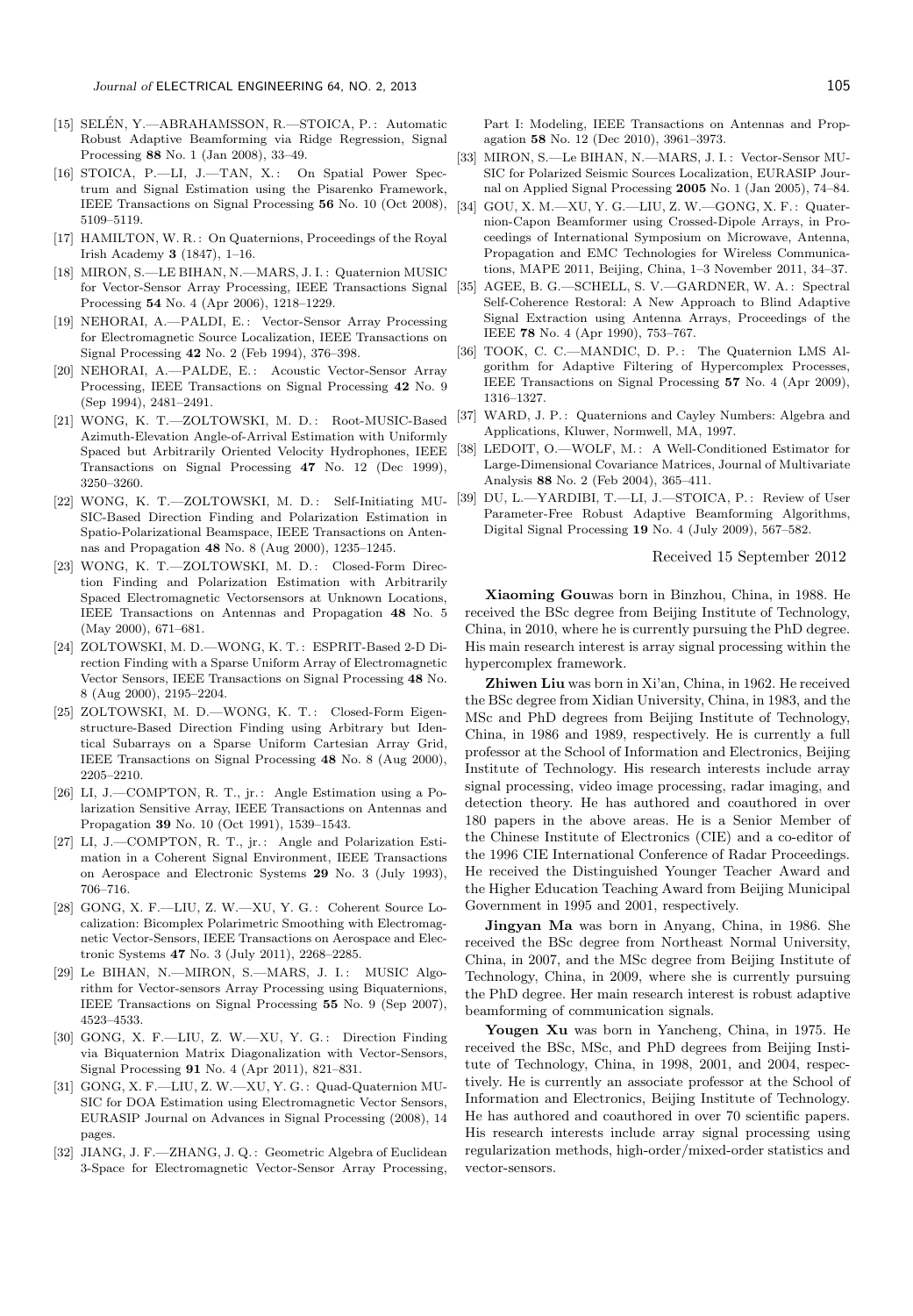[15] SELÉN, Y.—ABRAHAMSSON, R.—STOICA, P. : Automatic Robust Adaptive Beamforming via Ridge Regression, Signal Processing **88** No. 1 (Jan 2008), 33–49.

[16] STOICA, P.—LI, J.—TAN, X. : On Spatial Power Spectrum and Signal Estimation using the Pisarenko Framework, IEEE Transactions on Signal Processing **56** No. 10 (Oct 2008), 5109–5119.

[17] HAMILTON, W. R. : On Quaternions, Proceedings of the Royal Irish Academy **3** (1847), 1–16.

[18] MIRON, S.—LE BIHAN, N.—MARS, J. I. : Quaternion MUSIC for Vector-Sensor Array Processing, IEEE Transactions Signal Processing **54** No. 4 (Apr 2006), 1218–1229.

[19] NEHORAI, A.—PALDI, E. : Vector-Sensor Array Processing for Electromagnetic Source Localization, IEEE Transactions on Signal Processing **42** No. 2 (Feb 1994), 376–398.

[20] NEHORAI, A.—PALDE, E. : Acoustic Vector-Sensor Array Processing, IEEE Transactions on Signal Processing **42** No. 9 (Sep 1994), 2481–2491.

[21] WONG, K. T.—ZOLTOWSKI, M. D. : Root-MUSIC-Based Azimuth-Elevation Angle-of-Arrival Estimation with Uniformly Spaced but Arbitrarily Oriented Velocity Hydrophones, IEEE Transactions on Signal Processing **47** No. 12 (Dec 1999), 3250–3260.

[22] WONG, K. T.—ZOLTOWSKI, M. D. : Self-Initiating MUSIC-Based Direction Finding and Polarization Estimation in Spatio-Polarizational Beamspace, IEEE Transactions on Antennas and Propagation **48** No. 8 (Aug 2000), 1235–1245.

[23] WONG, K. T.—ZOLTOWSKI, M. D. : Closed-Form Direction Finding and Polarization Estimation with Arbitrarily Spaced Electromagnetic Vectorsensors at Unknown Locations, IEEE Transactions on Antennas and Propagation **48** No. 5 (May 2000), 671–681.

[24] ZOLTOWSKI, M. D.—WONG, K. T. : ESPRIT-Based 2-D Direction Finding with a Sparse Uniform Array of Electromagnetic Vector Sensors, IEEE Transactions on Signal Processing **48** No. 8 (Aug 2000), 2195–2204.

[25] ZOLTOWSKI, M. D.—WONG, K. T. : Closed-Form Eigenstructure-Based Direction Finding using Arbitrary but Identical Subarrays on a Sparse Uniform Cartesian Array Grid, IEEE Transactions on Signal Processing **48** No. 8 (Aug 2000), 2205–2210.

[26] LI, J.—COMPTON, R. T., jr. : Angle Estimation using a Polarization Sensitive Array, IEEE Transactions on Antennas and Propagation **39** No. 10 (Oct 1991), 1539–1543.

[27] LI, J.—COMPTON, R. T., jr. : Angle and Polarization Estimation in a Coherent Signal Environment, IEEE Transactions on Aerospace and Electronic Systems **29** No. 3 (July 1993), 706–716.

[28] GONG, X. F.—LIU, Z. W.—XU, Y. G. : Coherent Source Localization: Bicomplex Polarimetric Smoothing with Electromagnetic Vector-Sensors, IEEE Transactions on Aerospace and Electronic Systems **47** No. 3 (July 2011), 2268–2285.

[29] Le BIHAN, N.—MIRON, S.—MARS, J. I. : MUSIC Algorithm for Vector-sensors Array Processing using Biquaternions, IEEE Transactions on Signal Processing **55** No. 9 (Sep 2007), 4523–4533.

[30] GONG, X. F.—LIU, Z. W.—XU, Y. G. : Direction Finding via Biquaternion Matrix Diagonalization with Vector-Sensors, Signal Processing **91** No. 4 (Apr 2011), 821–831.

[31] GONG, X. F.—LIU, Z. W.—XU, Y. G. : Quad-Quaternion MUSIC for DOA Estimation using Electromagnetic Vector Sensors, EURASIP Journal on Advances in Signal Processing (2008), 14 pages.

[32] JIANG, J. F.—ZHANG, J. Q. : Geometric Algebra of Euclidean 3-Space for Electromagnetic Vector-Sensor Array Processing, Part I: Modeling, IEEE Transactions on Antennas and Propagation **58** No. 12 (Dec 2010), 3961–3973.

[33] MIRON, S.—Le BIHAN, N.—MARS, J. I. : Vector-Sensor MUSIC for Polarized Seismic Sources Localization, EURASIP Journal on Applied Signal Processing **2005** No. 1 (Jan 2005), 74–84.

[34] GOU, X. M.—XU, Y. G.—LIU, Z. W.—GONG, X. F. : Quaternion-Capon Beamformer using Crossed-Dipole Arrays, in Proceedings of International Symposium on Microwave, Antenna, Propagation and EMC Technologies for Wireless Communications, MAPE 2011, Beijing, China, 1–3 November 2011, 34–37.

[35] AGEE, B. G.—SCHELL, S. V.—GARDNER, W. A. : Spectral Self-Coherence Restoral: A New Approach to Blind Adaptive Signal Extraction using Antenna Arrays, Proceedings of the IEEE **78** No. 4 (Apr 1990), 753–767.

[36] TOOK, C. C.—MANDIC, D. P. : The Quaternion LMS Algorithm for Adaptive Filtering of Hypercomplex Processes, IEEE Transactions on Signal Processing **57** No. 4 (Apr 2009), 1316–1327.

[37] WARD, J. P. : Quaternions and Cayley Numbers: Algebra and Applications, Kluwer, Normwell, MA, 1997.

[38] LEDOIT, O.—WOLF, M. : A Well-Conditioned Estimator for Large-Dimensional Covariance Matrices, Journal of Multivariate Analysis **88** No. 2 (Feb 2004), 365–411.

[39] DU, L.—YARDIBI, T.—LI, J.—STOICA, P. : Review of User Parameter-Free Robust Adaptive Beamforming Algorithms, Digital Signal Processing **19** No. 4 (July 2009), 567–582.

Received 15 September 2012

**Xiaoming Gou**was born in Binzhou, China, in 1988. He received the BSc degree from Beijing Institute of Technology, China, in 2010, where he is currently pursuing the PhD degree. His main research interest is array signal processing within the hypercomplex framework.

**Zhiwen Liu** was born in Xi'an, China, in 1962. He received the BSc degree from Xidian University, China, in 1983, and the MSc and PhD degrees from Beijing Institute of Technology, China, in 1986 and 1989, respectively. He is currently a full professor at the School of Information and Electronics, Beijing Institute of Technology. His research interests include array signal processing, video image processing, radar imaging, and detection theory. He has authored and coauthored in over 180 papers in the above areas. He is a Senior Member of the Chinese Institute of Electronics (CIE) and a co-editor of the 1996 CIE International Conference of Radar Proceedings. He received the Distinguished Younger Teacher Award and the Higher Education Teaching Award from Beijing Municipal Government in 1995 and 2001, respectively.

**Jingyan Ma** was born in Anyang, China, in 1986. She received the BSc degree from Northeast Normal University, China, in 2007, and the MSc degree from Beijing Institute of Technology, China, in 2009, where she is currently pursuing the PhD degree. Her main research interest is robust adaptive beamforming of communication signals.

**Yougen Xu** was born in Yancheng, China, in 1975. He received the BSc, MSc, and PhD degrees from Beijing Institute of Technology, China, in 1998, 2001, and 2004, respectively. He is currently an associate professor at the School of Information and Electronics, Beijing Institute of Technology. He has authored and coauthored in over 70 scientific papers. His research interests include array signal processing using regularization methods, high-order/mixed-order statistics and vector-sensors.